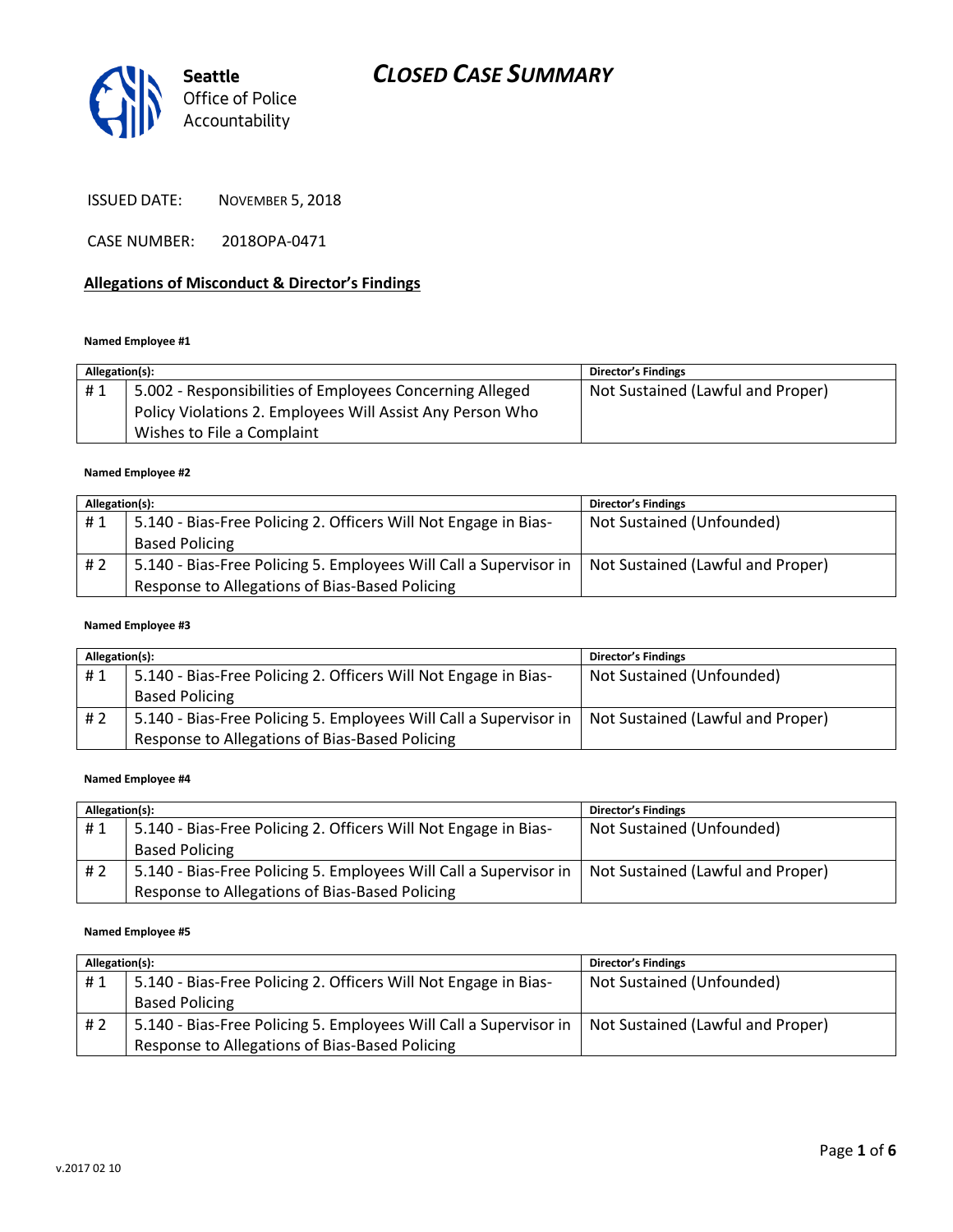Seattle Office of Police Accountability

# CLOSED CASE SUMMARY

ISSUED DATE: NOVEMBER 5, 2018

CASE NUMBER: 2018OPA-0471

## Allegations of Misconduct & Director's Findings

**Named Employee #1**

| Allegation(s): | | Director's Findings |
|---|---|---|
| # 1 | 5.002 - Responsibilities of Employees Concerning Alleged Policy Violations 2. Employees Will Assist Any Person Who Wishes to File a Complaint | Not Sustained (Lawful and Proper) |

**Named Employee #2**

| Allegation(s): | | Director's Findings |
|---|---|---|
| # 1 | 5.140 - Bias-Free Policing 2. Officers Will Not Engage in Bias-Based Policing | Not Sustained (Unfounded) |
| # 2 | 5.140 - Bias-Free Policing 5. Employees Will Call a Supervisor in Response to Allegations of Bias-Based Policing | Not Sustained (Lawful and Proper) |

**Named Employee #3**

| Allegation(s): | | Director's Findings |
|---|---|---|
| # 1 | 5.140 - Bias-Free Policing 2. Officers Will Not Engage in Bias-Based Policing | Not Sustained (Unfounded) |
| # 2 | 5.140 - Bias-Free Policing 5. Employees Will Call a Supervisor in Response to Allegations of Bias-Based Policing | Not Sustained (Lawful and Proper) |

**Named Employee #4**

| Allegation(s): | | Director's Findings |
|---|---|---|
| # 1 | 5.140 - Bias-Free Policing 2. Officers Will Not Engage in Bias-Based Policing | Not Sustained (Unfounded) |
| # 2 | 5.140 - Bias-Free Policing 5. Employees Will Call a Supervisor in Response to Allegations of Bias-Based Policing | Not Sustained (Lawful and Proper) |

**Named Employee #5**

| Allegation(s): | | Director's Findings |
|---|---|---|
| # 1 | 5.140 - Bias-Free Policing 2. Officers Will Not Engage in Bias-Based Policing | Not Sustained (Unfounded) |
| # 2 | 5.140 - Bias-Free Policing 5. Employees Will Call a Supervisor in Response to Allegations of Bias-Based Policing | Not Sustained (Lawful and Proper) |

v.2017 02 10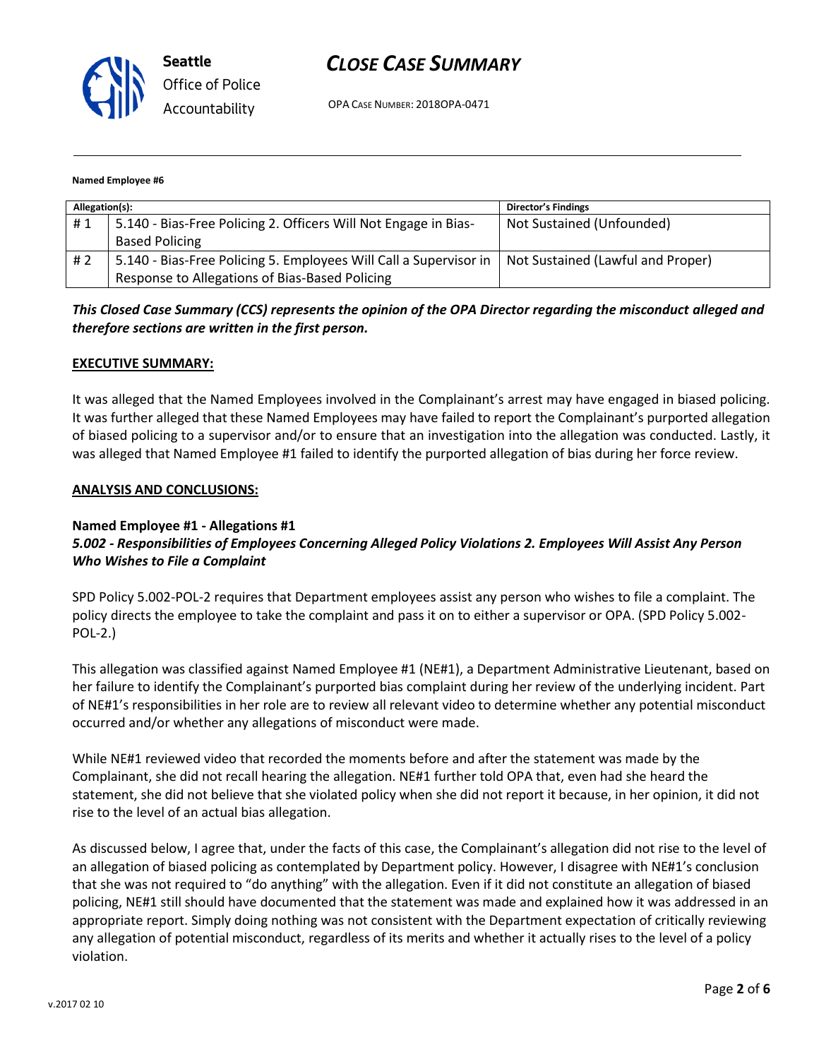**Named Employee #6**

| Allegation(s): | | Director's Findings |
|---|---|---|
| # 1 | 5.140 - Bias-Free Policing 2. Officers Will Not Engage in Bias-Based Policing | Not Sustained (Unfounded) |
| # 2 | 5.140 - Bias-Free Policing 5. Employees Will Call a Supervisor in Response to Allegations of Bias-Based Policing | Not Sustained (Lawful and Proper) |

***This Closed Case Summary (CCS) represents the opinion of the OPA Director regarding the misconduct alleged and therefore sections are written in the first person.***

**EXECUTIVE SUMMARY:**

It was alleged that the Named Employees involved in the Complainant's arrest may have engaged in biased policing. It was further alleged that these Named Employees may have failed to report the Complainant's purported allegation of biased policing to a supervisor and/or to ensure that an investigation into the allegation was conducted. Lastly, it was alleged that Named Employee #1 failed to identify the purported allegation of bias during her force review.

**ANALYSIS AND CONCLUSIONS:**

**Named Employee #1 - Allegations #1**
***5.002 - Responsibilities of Employees Concerning Alleged Policy Violations 2. Employees Will Assist Any Person Who Wishes to File a Complaint***

SPD Policy 5.002-POL-2 requires that Department employees assist any person who wishes to file a complaint. The policy directs the employee to take the complaint and pass it on to either a supervisor or OPA. (SPD Policy 5.002-POL-2.)

This allegation was classified against Named Employee #1 (NE#1), a Department Administrative Lieutenant, based on her failure to identify the Complainant's purported bias complaint during her review of the underlying incident. Part of NE#1's responsibilities in her role are to review all relevant video to determine whether any potential misconduct occurred and/or whether any allegations of misconduct were made.

While NE#1 reviewed video that recorded the moments before and after the statement was made by the Complainant, she did not recall hearing the allegation. NE#1 further told OPA that, even had she heard the statement, she did not believe that she violated policy when she did not report it because, in her opinion, it did not rise to the level of an actual bias allegation.

As discussed below, I agree that, under the facts of this case, the Complainant's allegation did not rise to the level of an allegation of biased policing as contemplated by Department policy. However, I disagree with NE#1's conclusion that she was not required to "do anything" with the allegation. Even if it did not constitute an allegation of biased policing, NE#1 still should have documented that the statement was made and explained how it was addressed in an appropriate report. Simply doing nothing was not consistent with the Department expectation of critically reviewing any allegation of potential misconduct, regardless of its merits and whether it actually rises to the level of a policy violation.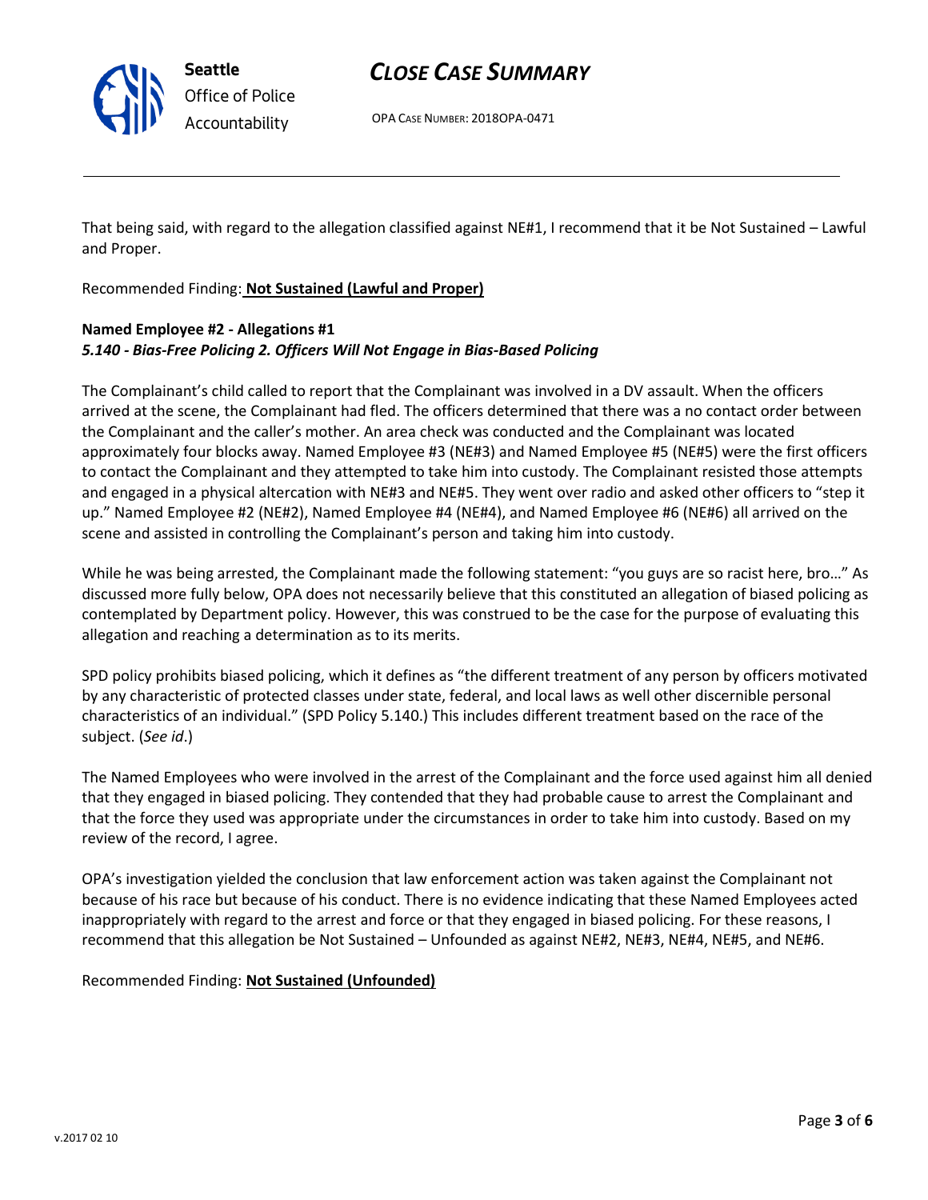That being said, with regard to the allegation classified against NE#1, I recommend that it be Not Sustained – Lawful and Proper.

Recommended Finding: **Not Sustained (Lawful and Proper)**

**Named Employee #2 - Allegations #1**
***5.140 - Bias-Free Policing 2. Officers Will Not Engage in Bias-Based Policing***

The Complainant's child called to report that the Complainant was involved in a DV assault. When the officers arrived at the scene, the Complainant had fled. The officers determined that there was a no contact order between the Complainant and the caller's mother. An area check was conducted and the Complainant was located approximately four blocks away. Named Employee #3 (NE#3) and Named Employee #5 (NE#5) were the first officers to contact the Complainant and they attempted to take him into custody. The Complainant resisted those attempts and engaged in a physical altercation with NE#3 and NE#5. They went over radio and asked other officers to "step it up." Named Employee #2 (NE#2), Named Employee #4 (NE#4), and Named Employee #6 (NE#6) all arrived on the scene and assisted in controlling the Complainant's person and taking him into custody.

While he was being arrested, the Complainant made the following statement: "you guys are so racist here, bro…" As discussed more fully below, OPA does not necessarily believe that this constituted an allegation of biased policing as contemplated by Department policy. However, this was construed to be the case for the purpose of evaluating this allegation and reaching a determination as to its merits.

SPD policy prohibits biased policing, which it defines as "the different treatment of any person by officers motivated by any characteristic of protected classes under state, federal, and local laws as well other discernible personal characteristics of an individual." (SPD Policy 5.140.) This includes different treatment based on the race of the subject. (*See id*.)

The Named Employees who were involved in the arrest of the Complainant and the force used against him all denied that they engaged in biased policing. They contended that they had probable cause to arrest the Complainant and that the force they used was appropriate under the circumstances in order to take him into custody. Based on my review of the record, I agree.

OPA's investigation yielded the conclusion that law enforcement action was taken against the Complainant not because of his race but because of his conduct. There is no evidence indicating that these Named Employees acted inappropriately with regard to the arrest and force or that they engaged in biased policing. For these reasons, I recommend that this allegation be Not Sustained – Unfounded as against NE#2, NE#3, NE#4, NE#5, and NE#6.

Recommended Finding: **Not Sustained (Unfounded)**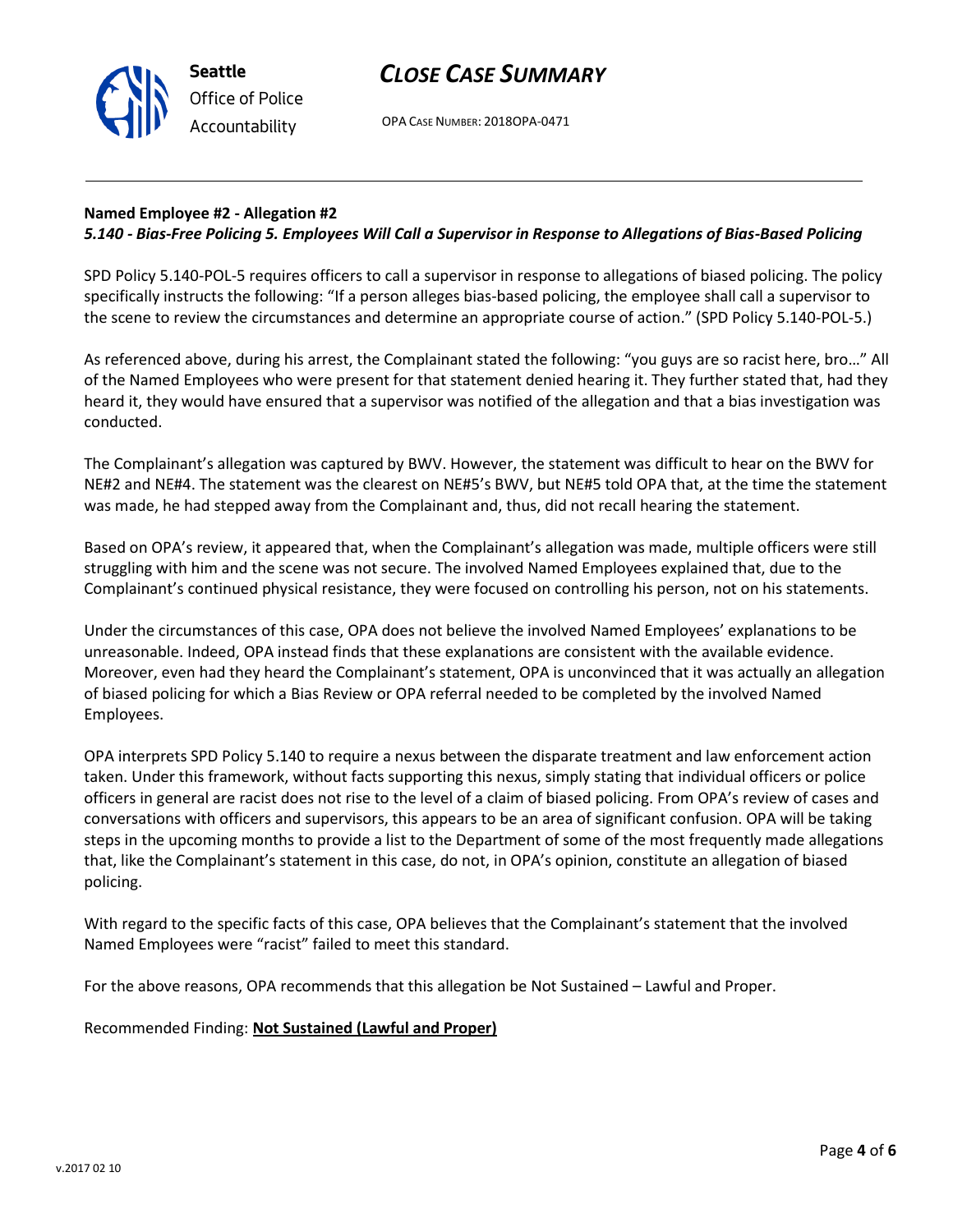**Named Employee #2 - Allegation #2**
***5.140 - Bias-Free Policing 5. Employees Will Call a Supervisor in Response to Allegations of Bias-Based Policing***

SPD Policy 5.140-POL-5 requires officers to call a supervisor in response to allegations of biased policing. The policy specifically instructs the following: "If a person alleges bias-based policing, the employee shall call a supervisor to the scene to review the circumstances and determine an appropriate course of action." (SPD Policy 5.140-POL-5.)

As referenced above, during his arrest, the Complainant stated the following: "you guys are so racist here, bro…" All of the Named Employees who were present for that statement denied hearing it. They further stated that, had they heard it, they would have ensured that a supervisor was notified of the allegation and that a bias investigation was conducted.

The Complainant's allegation was captured by BWV. However, the statement was difficult to hear on the BWV for NE#2 and NE#4. The statement was the clearest on NE#5's BWV, but NE#5 told OPA that, at the time the statement was made, he had stepped away from the Complainant and, thus, did not recall hearing the statement.

Based on OPA's review, it appeared that, when the Complainant's allegation was made, multiple officers were still struggling with him and the scene was not secure. The involved Named Employees explained that, due to the Complainant's continued physical resistance, they were focused on controlling his person, not on his statements.

Under the circumstances of this case, OPA does not believe the involved Named Employees' explanations to be unreasonable. Indeed, OPA instead finds that these explanations are consistent with the available evidence. Moreover, even had they heard the Complainant's statement, OPA is unconvinced that it was actually an allegation of biased policing for which a Bias Review or OPA referral needed to be completed by the involved Named Employees.

OPA interprets SPD Policy 5.140 to require a nexus between the disparate treatment and law enforcement action taken. Under this framework, without facts supporting this nexus, simply stating that individual officers or police officers in general are racist does not rise to the level of a claim of biased policing. From OPA's review of cases and conversations with officers and supervisors, this appears to be an area of significant confusion. OPA will be taking steps in the upcoming months to provide a list to the Department of some of the most frequently made allegations that, like the Complainant's statement in this case, do not, in OPA's opinion, constitute an allegation of biased policing.

With regard to the specific facts of this case, OPA believes that the Complainant's statement that the involved Named Employees were "racist" failed to meet this standard.

For the above reasons, OPA recommends that this allegation be Not Sustained – Lawful and Proper.

Recommended Finding: **Not Sustained (Lawful and Proper)**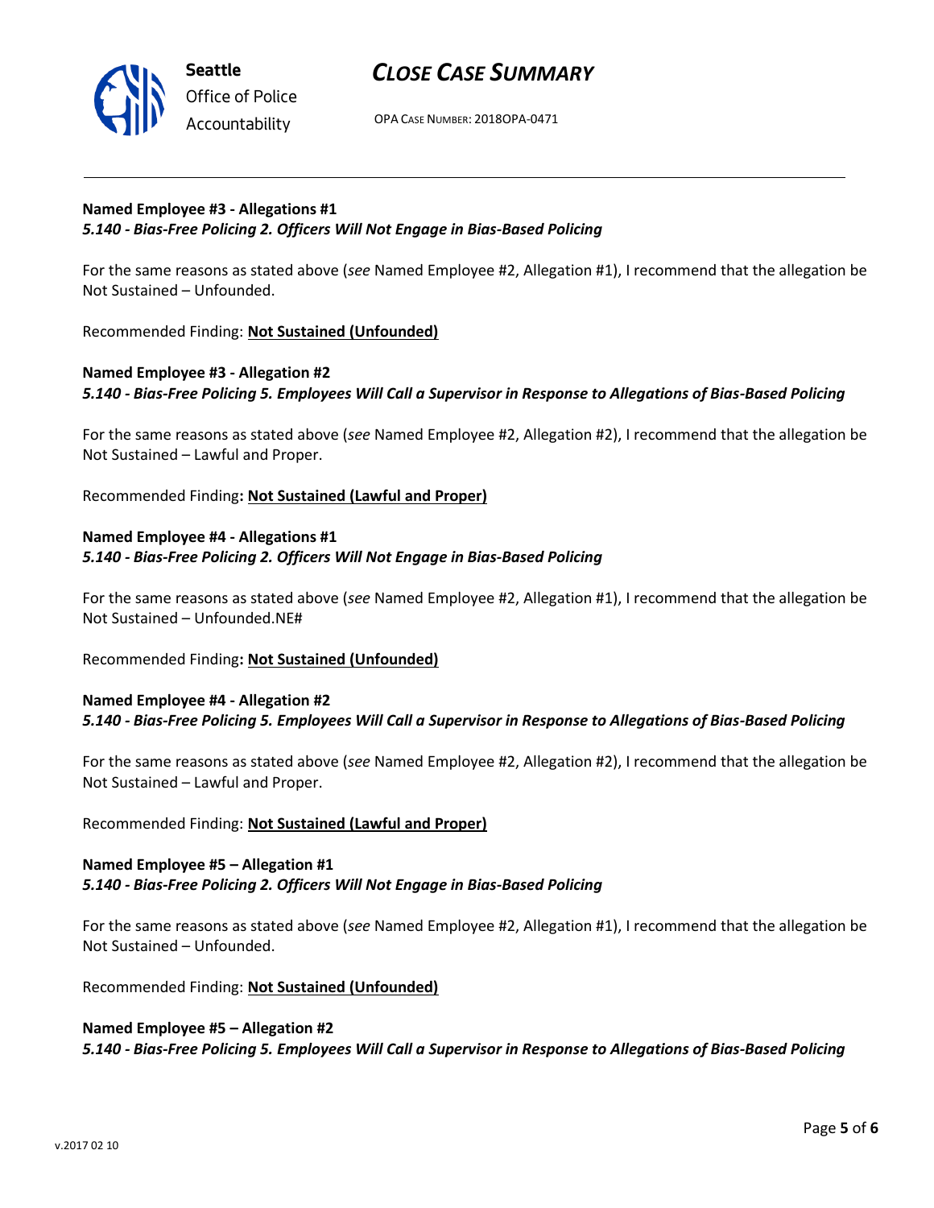**Named Employee #3 - Allegations #1**
***5.140 - Bias-Free Policing 2. Officers Will Not Engage in Bias-Based Policing***

For the same reasons as stated above (*see* Named Employee #2, Allegation #1), I recommend that the allegation be Not Sustained – Unfounded.

Recommended Finding: **Not Sustained (Unfounded)**

**Named Employee #3 - Allegation #2**
***5.140 - Bias-Free Policing 5. Employees Will Call a Supervisor in Response to Allegations of Bias-Based Policing***

For the same reasons as stated above (*see* Named Employee #2, Allegation #2), I recommend that the allegation be Not Sustained – Lawful and Proper.

Recommended Finding**: Not Sustained (Lawful and Proper)**

**Named Employee #4 - Allegations #1**
***5.140 - Bias-Free Policing 2. Officers Will Not Engage in Bias-Based Policing***

For the same reasons as stated above (*see* Named Employee #2, Allegation #1), I recommend that the allegation be Not Sustained – Unfounded.NE#

Recommended Finding**: Not Sustained (Unfounded)**

**Named Employee #4 - Allegation #2**
***5.140 - Bias-Free Policing 5. Employees Will Call a Supervisor in Response to Allegations of Bias-Based Policing***

For the same reasons as stated above (*see* Named Employee #2, Allegation #2), I recommend that the allegation be Not Sustained – Lawful and Proper.

Recommended Finding: **Not Sustained (Lawful and Proper)**

**Named Employee #5 – Allegation #1**
***5.140 - Bias-Free Policing 2. Officers Will Not Engage in Bias-Based Policing***

For the same reasons as stated above (*see* Named Employee #2, Allegation #1), I recommend that the allegation be Not Sustained – Unfounded.

Recommended Finding: **Not Sustained (Unfounded)**

**Named Employee #5 – Allegation #2**
***5.140 - Bias-Free Policing 5. Employees Will Call a Supervisor in Response to Allegations of Bias-Based Policing***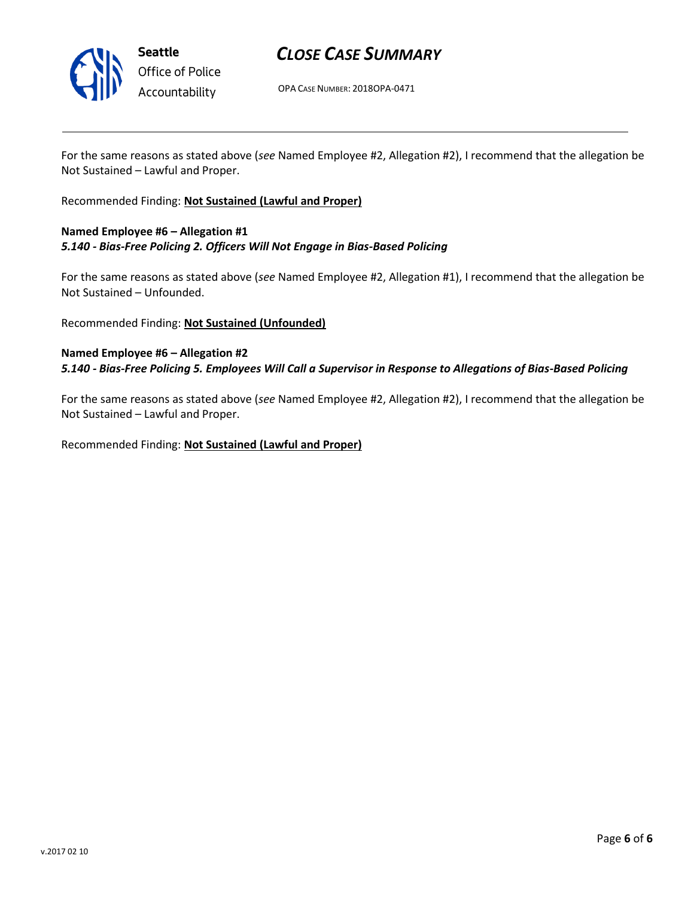For the same reasons as stated above (*see* Named Employee #2, Allegation #2), I recommend that the allegation be Not Sustained – Lawful and Proper.

Recommended Finding: **Not Sustained (Lawful and Proper)**

**Named Employee #6 – Allegation #1**
***5.140 - Bias-Free Policing 2. Officers Will Not Engage in Bias-Based Policing***

For the same reasons as stated above (*see* Named Employee #2, Allegation #1), I recommend that the allegation be Not Sustained – Unfounded.

Recommended Finding: **Not Sustained (Unfounded)**

**Named Employee #6 – Allegation #2**
***5.140 - Bias-Free Policing 5. Employees Will Call a Supervisor in Response to Allegations of Bias-Based Policing***

For the same reasons as stated above (*see* Named Employee #2, Allegation #2), I recommend that the allegation be Not Sustained – Lawful and Proper.

Recommended Finding: **Not Sustained (Lawful and Proper)**